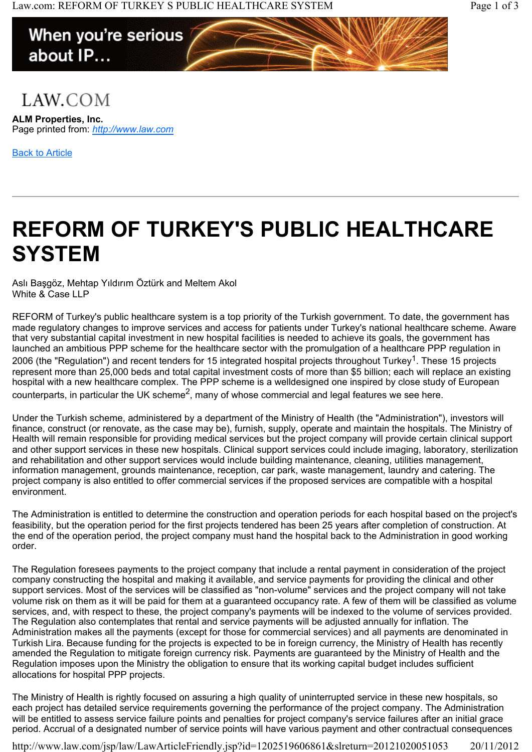LAW.COM

**ALM Properties, Inc.**
Page printed from: http://www.law.com

Back to Article

# REFORM OF TURKEY'S PUBLIC HEALTHCARE SYSTEM

Aslı Başgöz, Mehtap Yıldırım Öztürk and Meltem Akol
White & Case LLP

REFORM of Turkey's public healthcare system is a top priority of the Turkish government. To date, the government has made regulatory changes to improve services and access for patients under Turkey's national healthcare scheme. Aware that very substantial capital investment in new hospital facilities is needed to achieve its goals, the government has launched an ambitious PPP scheme for the healthcare sector with the promulgation of a healthcare PPP regulation in 2006 (the "Regulation") and recent tenders for 15 integrated hospital projects throughout Turkey[1]. These 15 projects represent more than 25,000 beds and total capital investment costs of more than $5 billion; each will replace an existing hospital with a new healthcare complex. The PPP scheme is a welldesigned one inspired by close study of European counterparts, in particular the UK scheme[2], many of whose commercial and legal features we see here.

Under the Turkish scheme, administered by a department of the Ministry of Health (the "Administration"), investors will finance, construct (or renovate, as the case may be), furnish, supply, operate and maintain the hospitals. The Ministry of Health will remain responsible for providing medical services but the project company will provide certain clinical support and other support services in these new hospitals. Clinical support services could include imaging, laboratory, sterilization and rehabilitation and other support services would include building maintenance, cleaning, utilities management, information management, grounds maintenance, reception, car park, waste management, laundry and catering. The project company is also entitled to offer commercial services if the proposed services are compatible with a hospital environment.

The Administration is entitled to determine the construction and operation periods for each hospital based on the project's feasibility, but the operation period for the first projects tendered has been 25 years after completion of construction. At the end of the operation period, the project company must hand the hospital back to the Administration in good working order.

The Regulation foresees payments to the project company that include a rental payment in consideration of the project company constructing the hospital and making it available, and service payments for providing the clinical and other support services. Most of the services will be classified as "non-volume" services and the project company will not take volume risk on them as it will be paid for them at a guaranteed occupancy rate. A few of them will be classified as volume services, and, with respect to these, the project company's payments will be indexed to the volume of services provided. The Regulation also contemplates that rental and service payments will be adjusted annually for inflation. The Administration makes all the payments (except for those for commercial services) and all payments are denominated in Turkish Lira. Because funding for the projects is expected to be in foreign currency, the Ministry of Health has recently amended the Regulation to mitigate foreign currency risk. Payments are guaranteed by the Ministry of Health and the Regulation imposes upon the Ministry the obligation to ensure that its working capital budget includes sufficient allocations for hospital PPP projects.

The Ministry of Health is rightly focused on assuring a high quality of uninterrupted service in these new hospitals, so each project has detailed service requirements governing the performance of the project company. The Administration will be entitled to assess service failure points and penalties for project company's service failures after an initial grace period. Accrual of a designated number of service points will have various payment and other contractual consequences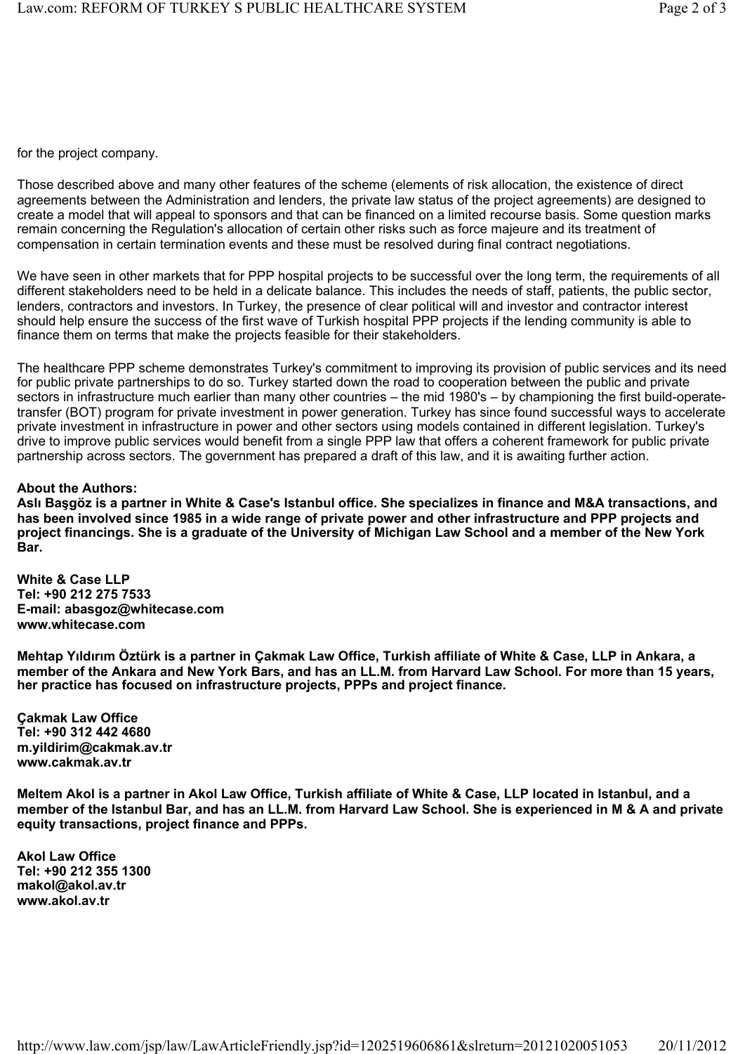for the project company.

Those described above and many other features of the scheme (elements of risk allocation, the existence of direct agreements between the Administration and lenders, the private law status of the project agreements) are designed to create a model that will appeal to sponsors and that can be financed on a limited recourse basis. Some question marks remain concerning the Regulation's allocation of certain other risks such as force majeure and its treatment of compensation in certain termination events and these must be resolved during final contract negotiations.

We have seen in other markets that for PPP hospital projects to be successful over the long term, the requirements of all different stakeholders need to be held in a delicate balance. This includes the needs of staff, patients, the public sector, lenders, contractors and investors. In Turkey, the presence of clear political will and investor and contractor interest should help ensure the success of the first wave of Turkish hospital PPP projects if the lending community is able to finance them on terms that make the projects feasible for their stakeholders.

The healthcare PPP scheme demonstrates Turkey's commitment to improving its provision of public services and its need for public private partnerships to do so. Turkey started down the road to cooperation between the public and private sectors in infrastructure much earlier than many other countries – the mid 1980's – by championing the first build-operate-transfer (BOT) program for private investment in power generation. Turkey has since found successful ways to accelerate private investment in infrastructure in power and other sectors using models contained in different legislation. Turkey's drive to improve public services would benefit from a single PPP law that offers a coherent framework for public private partnership across sectors. The government has prepared a draft of this law, and it is awaiting further action.

**About the Authors:**
**Aslı Başgöz is a partner in White & Case's Istanbul office. She specializes in finance and M&A transactions, and has been involved since 1985 in a wide range of private power and other infrastructure and PPP projects and project financings. She is a graduate of the University of Michigan Law School and a member of the New York Bar.**

**White & Case LLP**
**Tel: +90 212 275 7533**
**E-mail: abasgoz@whitecase.com**
**www.whitecase.com**

**Mehtap Yıldırım Öztürk is a partner in Çakmak Law Office, Turkish affiliate of White & Case, LLP in Ankara, a member of the Ankara and New York Bars, and has an LL.M. from Harvard Law School. For more than 15 years, her practice has focused on infrastructure projects, PPPs and project finance.**

**Çakmak Law Office**
**Tel: +90 312 442 4680**
**m.yildirim@cakmak.av.tr**
**www.cakmak.av.tr**

**Meltem Akol is a partner in Akol Law Office, Turkish affiliate of White & Case, LLP located in Istanbul, and a member of the Istanbul Bar, and has an LL.M. from Harvard Law School. She is experienced in M & A and private equity transactions, project finance and PPPs.**

**Akol Law Office**
**Tel: +90 212 355 1300**
**makol@akol.av.tr**
**www.akol.av.tr**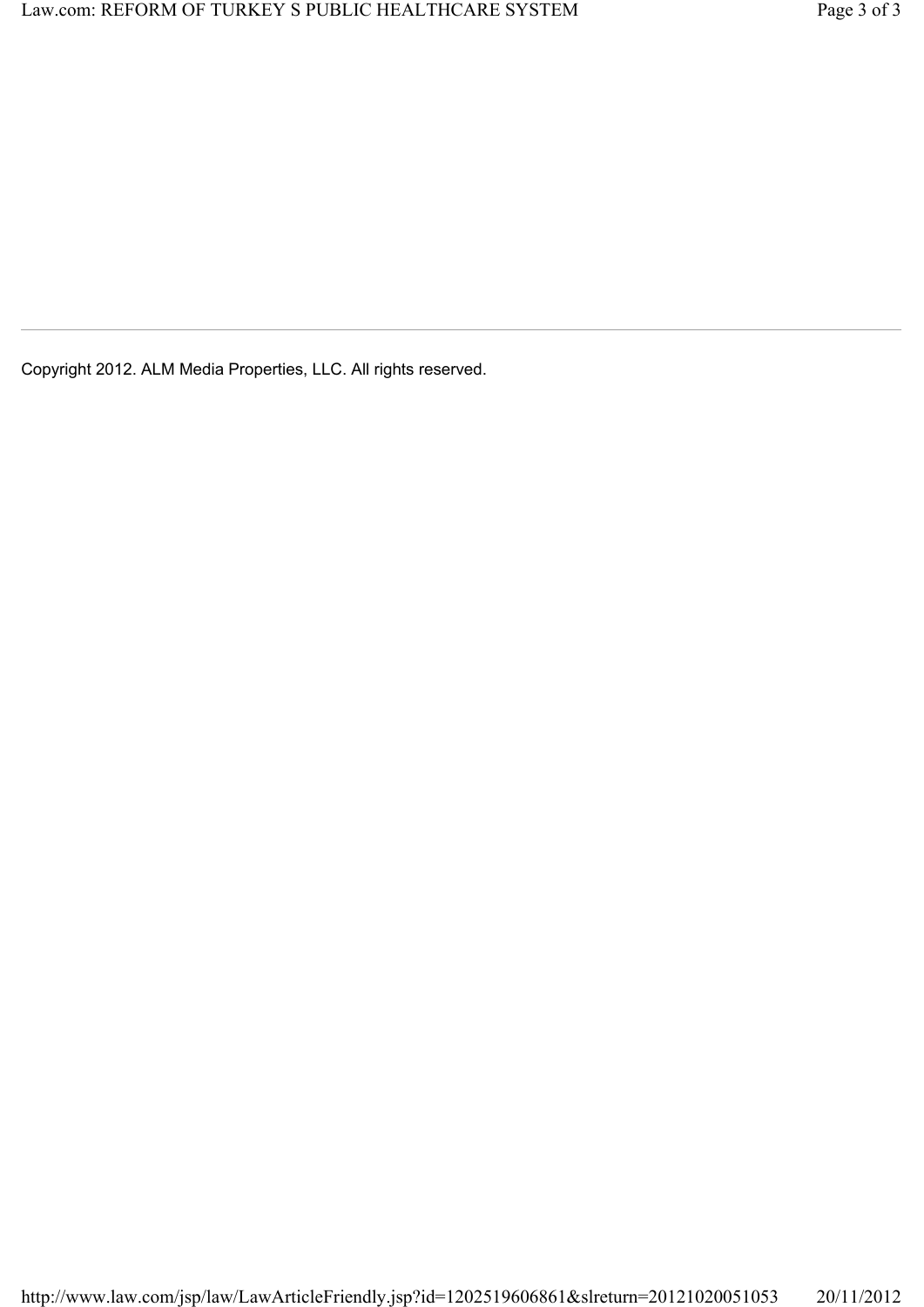---

Copyright 2012. ALM Media Properties, LLC. All rights reserved.